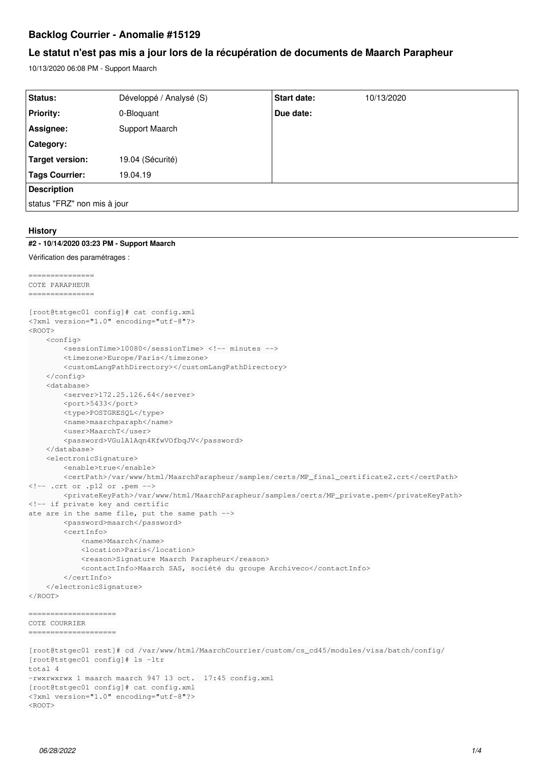# Backlog Courrier - Anomalie #15129

## Le statut n'est pas mis a jour lors de la récupération de documents de Maarch Parapheur

10/13/2020 06:08 PM - Support Maarch

| Status: | Développé / Analysé (S) | Start date: | 10/13/2020 |
|---|---|---|---|
| Priority: | 0-Bloquant | Due date: | |
| Assignee: | Support Maarch | | |
| Category: | | | |
| Target version: | 19.04 (Sécurité) | | |
| Tags Courrier: | 19.04.19 | | |

**Description**

status "FRZ" non mis à jour

### History

#### #2 - 10/14/2020 03:23 PM - Support Maarch

Vérification des paramétrages :

```
===============
COTE PARAPHEUR
===============

[root@tstgec01 config]# cat config.xml
<?xml version="1.0" encoding="utf-8"?>
<ROOT>
    <config>
        <sessionTime>10080</sessionTime> <!-- minutes -->
        <timezone>Europe/Paris</timezone>
        <customLangPathDirectory></customLangPathDirectory>
    </config>
    <database>
        <server>172.25.126.64</server>
        <port>5433</port>
        <type>POSTGRESQL</type>
        <name>maarchparaph</name>
        <user>MaarchT</user>
        <password>VGulA1Aqn4KfwVOfbqJV</password>
    </database>
    <electronicSignature>
        <enable>true</enable>
        <certPath>/var/www/html/MaarchParapheur/samples/certs/MP_final_certificate2.crt</certPath>
<!-- .crt or .p12 or .pem -->
        <privateKeyPath>/var/www/html/MaarchParapheur/samples/certs/MP_private.pem</privateKeyPath>
<!-- if private key and certific
ate are in the same file, put the same path -->
        <password>maarch</password>
        <certInfo>
            <name>Maarch</name>
            <location>Paris</location>
            <reason>Signature Maarch Parapheur</reason>
            <contactInfo>Maarch SAS, société du groupe Archiveco</contactInfo>
        </certInfo>
    </electronicSignature>
</ROOT>

====================
COTE COURRIER
====================

[root@tstgec01 rest]# cd /var/www/html/MaarchCourrier/custom/cs_cd45/modules/visa/batch/config/
[root@tstgec01 config]# ls -ltr
total 4
-rwxrwxrwx 1 maarch maarch 947 13 oct.  17:45 config.xml
[root@tstgec01 config]# cat config.xml
<?xml version="1.0" encoding="utf-8"?>
<ROOT>
```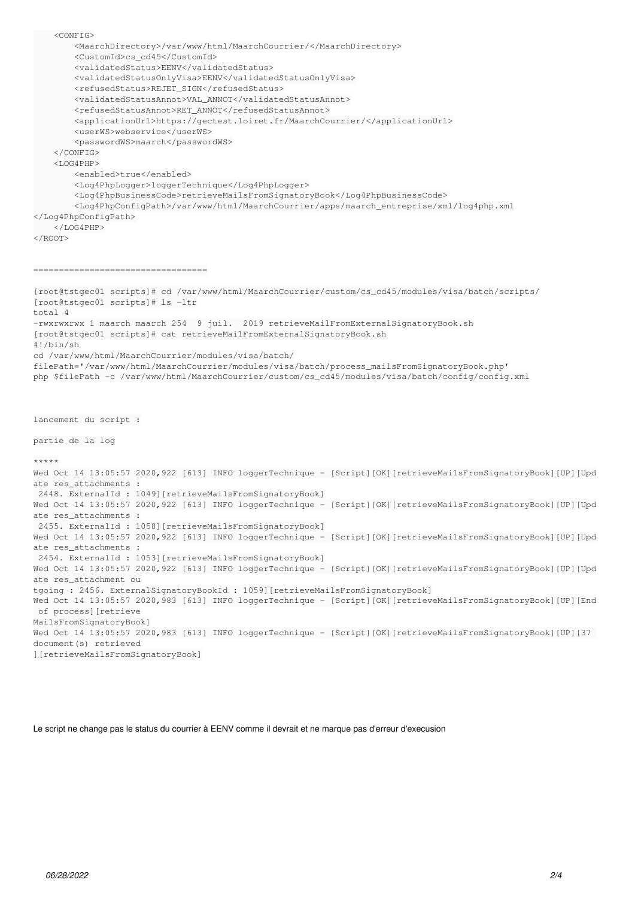```
    <CONFIG>
        <MaarchDirectory>/var/www/html/MaarchCourrier/</MaarchDirectory>
        <CustomId>cs_cd45</CustomId>
        <validatedStatus>EENV</validatedStatus>
        <validatedStatusOnlyVisa>EENV</validatedStatusOnlyVisa>
        <refusedStatus>REJET_SIGN</refusedStatus>
        <validatedStatusAnnot>VAL_ANNOT</validatedStatusAnnot>
        <refusedStatusAnnot>RET_ANNOT</refusedStatusAnnot>
        <applicationUrl>https://gectest.loiret.fr/MaarchCourrier/</applicationUrl>
        <userWS>webservice</userWS>
        <passwordWS>maarch</passwordWS>
    </CONFIG>
    <LOG4PHP>
        <enabled>true</enabled>
        <Log4PhpLogger>loggerTechnique</Log4PhpLogger>
        <Log4PhpBusinessCode>retrieveMailsFromSignatoryBook</Log4PhpBusinessCode>
        <Log4PhpConfigPath>/var/www/html/MaarchCourrier/apps/maarch_entreprise/xml/log4php.xml
</Log4PhpConfigPath>
    </LOG4PHP>
</ROOT>
```

```
==================================

[root@tstgec01 scripts]# cd /var/www/html/MaarchCourrier/custom/cs_cd45/modules/visa/batch/scripts/
[root@tstgec01 scripts]# ls -ltr
total 4
-rwxrwxrwx 1 maarch maarch 254  9 juil.  2019 retrieveMailFromExternalSignatoryBook.sh
[root@tstgec01 scripts]# cat retrieveMailFromExternalSignatoryBook.sh
#!/bin/sh
cd /var/www/html/MaarchCourrier/modules/visa/batch/
filePath='/var/www/html/MaarchCourrier/modules/visa/batch/process_mailsFromSignatoryBook.php'
php $filePath -c /var/www/html/MaarchCourrier/custom/cs_cd45/modules/visa/batch/config/config.xml
```

```
lancement du script :

partie de la log

*****
Wed Oct 14 13:05:57 2020,922 [613] INFO loggerTechnique - [Script][OK][retrieveMailsFromSignatoryBook][UP][Upd
ate res_attachments :
 2448. ExternalId : 1049][retrieveMailsFromSignatoryBook]
Wed Oct 14 13:05:57 2020,922 [613] INFO loggerTechnique - [Script][OK][retrieveMailsFromSignatoryBook][UP][Upd
ate res_attachments :
 2455. ExternalId : 1058][retrieveMailsFromSignatoryBook]
Wed Oct 14 13:05:57 2020,922 [613] INFO loggerTechnique - [Script][OK][retrieveMailsFromSignatoryBook][UP][Upd
ate res_attachments :
 2454. ExternalId : 1053][retrieveMailsFromSignatoryBook]
Wed Oct 14 13:05:57 2020,922 [613] INFO loggerTechnique - [Script][OK][retrieveMailsFromSignatoryBook][UP][Upd
ate res_attachment ou
tgoing : 2456. ExternalSignatoryBookId : 1059][retrieveMailsFromSignatoryBook]
Wed Oct 14 13:05:57 2020,983 [613] INFO loggerTechnique - [Script][OK][retrieveMailsFromSignatoryBook][UP][End
 of process][retrieve
MailsFromSignatoryBook]
Wed Oct 14 13:05:57 2020,983 [613] INFO loggerTechnique - [Script][OK][retrieveMailsFromSignatoryBook][UP][37
document(s) retrieved
][retrieveMailsFromSignatoryBook]
```

Le script ne change pas le status du courrier à EENV comme il devrait et ne marque pas d'erreur d'execusion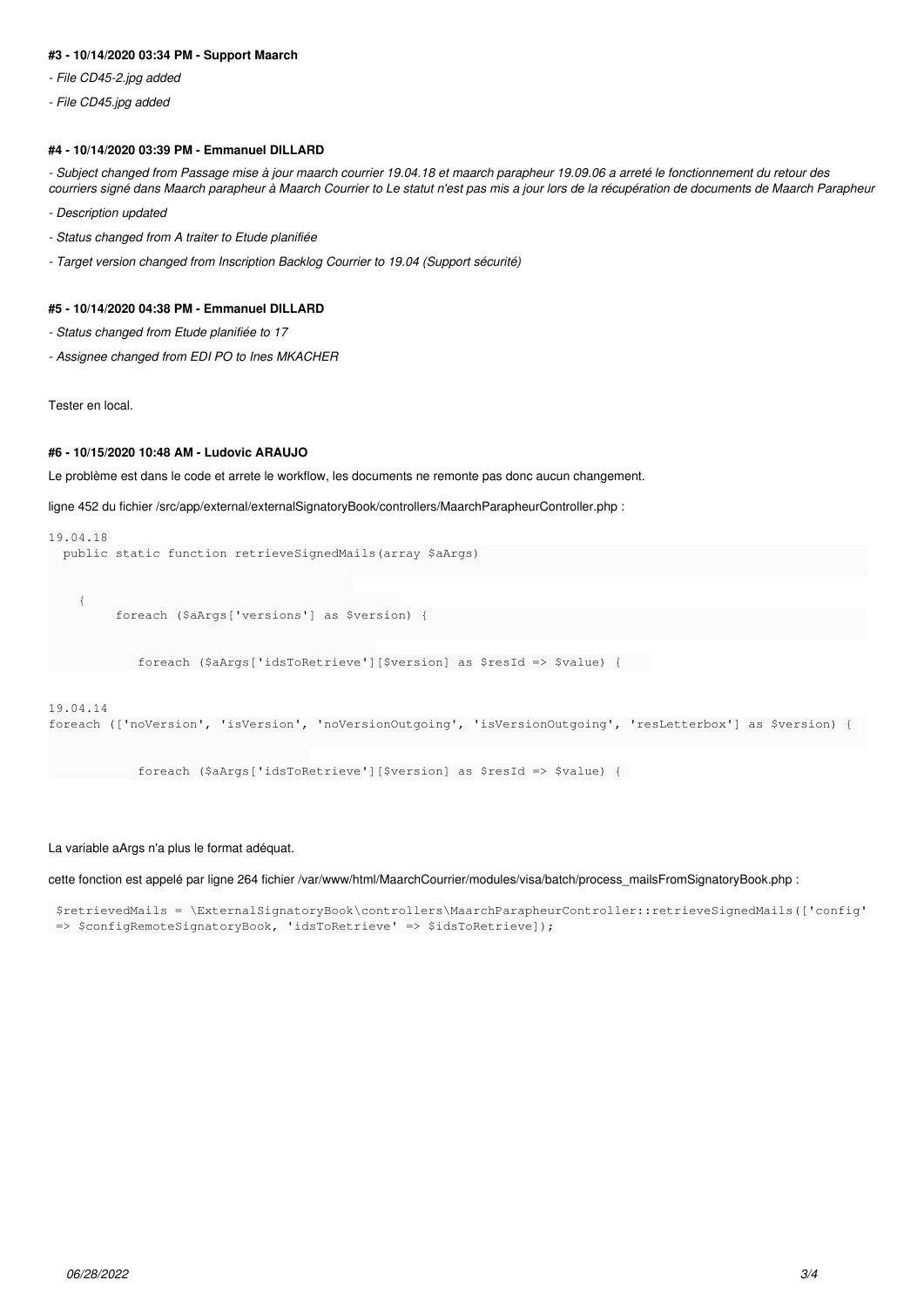**#3 - 10/14/2020 03:34 PM - Support Maarch**

*- File CD45-2.jpg added*

*- File CD45.jpg added*

**#4 - 10/14/2020 03:39 PM - Emmanuel DILLARD**

*- Subject changed from Passage mise à jour maarch courrier 19.04.18 et maarch parapheur 19.09.06 a arreté le fonctionnement du retour des courriers signé dans Maarch parapheur à Maarch Courrier to Le statut n'est pas mis a jour lors de la récupération de documents de Maarch Parapheur*

*- Description updated*

*- Status changed from A traiter to Etude planifiée*

*- Target version changed from Inscription Backlog Courrier to 19.04 (Support sécurité)*

**#5 - 10/14/2020 04:38 PM - Emmanuel DILLARD**

*- Status changed from Etude planifiée to 17*

*- Assignee changed from EDI PO to Ines MKACHER*

Tester en local.

**#6 - 10/15/2020 10:48 AM - Ludovic ARAUJO**

Le problème est dans le code et arrete le workflow, les documents ne remonte pas donc aucun changement.

ligne 452 du fichier /src/app/external/externalSignatoryBook/controllers/MaarchParapheurController.php :

```
19.04.18
  public static function retrieveSignedMails(array $aArgs)

    {
        foreach ($aArgs['versions'] as $version) {

            foreach ($aArgs['idsToRetrieve'][$version] as $resId => $value) {

19.04.14
foreach (['noVersion', 'isVersion', 'noVersionOutgoing', 'isVersionOutgoing', 'resLetterbox'] as $version) {

            foreach ($aArgs['idsToRetrieve'][$version] as $resId => $value) {
```

La variable aArgs n'a plus le format adéquat.

cette fonction est appelé par ligne 264 fichier /var/www/html/MaarchCourrier/modules/visa/batch/process_mailsFromSignatoryBook.php :

```
 $retrievedMails = \ExternalSignatoryBook\controllers\MaarchParapheurController::retrieveSignedMails(['config'
 => $configRemoteSignatoryBook, 'idsToRetrieve' => $idsToRetrieve]);
```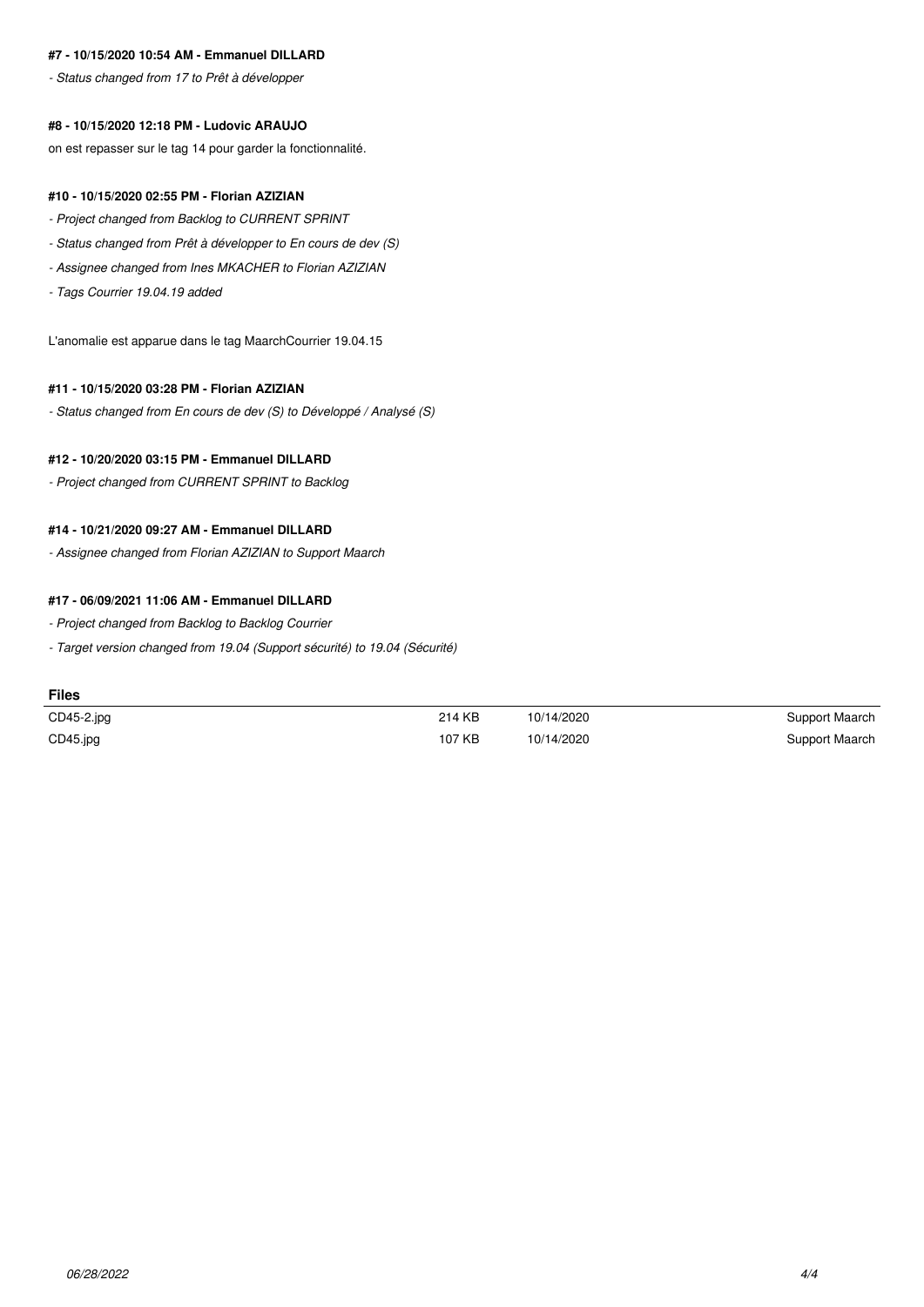**#7 - 10/15/2020 10:54 AM - Emmanuel DILLARD**

*- Status changed from 17 to Prêt à développer*

**#8 - 10/15/2020 12:18 PM - Ludovic ARAUJO**

on est repasser sur le tag 14 pour garder la fonctionnalité.

**#10 - 10/15/2020 02:55 PM - Florian AZIZIAN**

*- Project changed from Backlog to CURRENT SPRINT*

*- Status changed from Prêt à développer to En cours de dev (S)*

*- Assignee changed from Ines MKACHER to Florian AZIZIAN*

*- Tags Courrier 19.04.19 added*

L'anomalie est apparue dans le tag MaarchCourrier 19.04.15

**#11 - 10/15/2020 03:28 PM - Florian AZIZIAN**

*- Status changed from En cours de dev (S) to Développé / Analysé (S)*

**#12 - 10/20/2020 03:15 PM - Emmanuel DILLARD**

*- Project changed from CURRENT SPRINT to Backlog*

**#14 - 10/21/2020 09:27 AM - Emmanuel DILLARD**

*- Assignee changed from Florian AZIZIAN to Support Maarch*

**#17 - 06/09/2021 11:06 AM - Emmanuel DILLARD**

*- Project changed from Backlog to Backlog Courrier*

*- Target version changed from 19.04 (Support sécurité) to 19.04 (Sécurité)*

**Files**

| | | | |
|---|---|---|---|
| CD45-2.jpg | 214 KB | 10/14/2020 | Support Maarch |
| CD45.jpg | 107 KB | 10/14/2020 | Support Maarch |